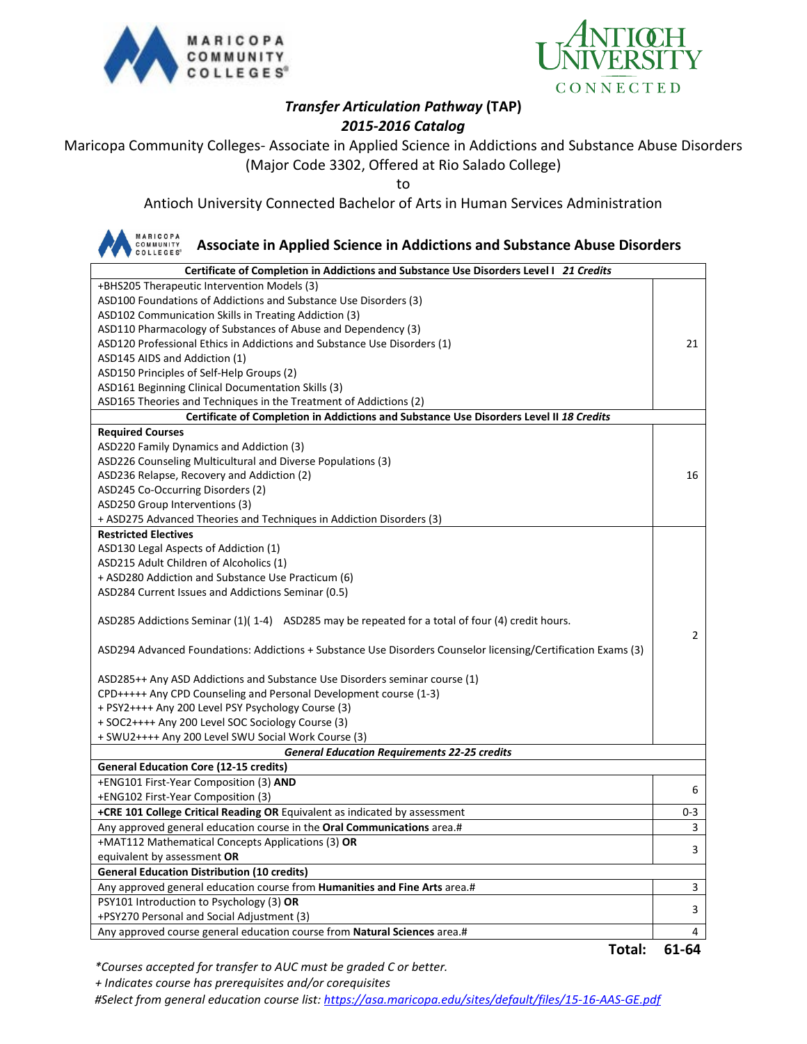# *Transfer Articulation Pathway* (TAP)

## *2015-2016 Catalog*

Maricopa Community Colleges- Associate in Applied Science in Addictions and Substance Abuse Disorders
(Major Code 3302, Offered at Rio Salado College)

to

Antioch University Connected Bachelor of Arts in Human Services Administration

## Associate in Applied Science in Addictions and Substance Abuse Disorders

| Course | Credits |
|---|---|
| **Certificate of Completion in Addictions and Substance Use Disorders Level I *21 Credits*** | |
| +BHS205 Therapeutic Intervention Models (3)<br>ASD100 Foundations of Addictions and Substance Use Disorders (3)<br>ASD102 Communication Skills in Treating Addiction (3)<br>ASD110 Pharmacology of Substances of Abuse and Dependency (3)<br>ASD120 Professional Ethics in Addictions and Substance Use Disorders (1)<br>ASD145 AIDS and Addiction (1)<br>ASD150 Principles of Self-Help Groups (2)<br>ASD161 Beginning Clinical Documentation Skills (3)<br>ASD165 Theories and Techniques in the Treatment of Addictions (2) | 21 |
| **Certificate of Completion in Addictions and Substance Use Disorders Level II *18 Credits*** | |
| **Required Courses**<br>ASD220 Family Dynamics and Addiction (3)<br>ASD226 Counseling Multicultural and Diverse Populations (3)<br>ASD236 Relapse, Recovery and Addiction (2)<br>ASD245 Co-Occurring Disorders (2)<br>ASD250 Group Interventions (3)<br>+ ASD275 Advanced Theories and Techniques in Addiction Disorders (3) | 16 |
| **Restricted Electives**<br>ASD130 Legal Aspects of Addiction (1)<br>ASD215 Adult Children of Alcoholics (1)<br>+ ASD280 Addiction and Substance Use Practicum (6)<br>ASD284 Current Issues and Addictions Seminar (0.5)<br>ASD285 Addictions Seminar (1)( 1-4) ASD285 may be repeated for a total of four (4) credit hours.<br>ASD294 Advanced Foundations: Addictions + Substance Use Disorders Counselor licensing/Certification Exams (3)<br>ASD285++ Any ASD Addictions and Substance Use Disorders seminar course (1)<br>CPD+++++ Any CPD Counseling and Personal Development course (1-3)<br>+ PSY2++++ Any 200 Level PSY Psychology Course (3)<br>+ SOC2++++ Any 200 Level SOC Sociology Course (3)<br>+ SWU2++++ Any 200 Level SWU Social Work Course (3) | 2 |
| ***General Education Requirements 22-25 credits*** | |
| **General Education Core (12-15 credits)** | |
| +ENG101 First-Year Composition (3) **AND**<br>+ENG102 First-Year Composition (3) | 6 |
| **+CRE 101 College Critical Reading OR** Equivalent as indicated by assessment | 0-3 |
| Any approved general education course in the **Oral Communications** area.# | 3 |
| +MAT112 Mathematical Concepts Applications (3) **OR**<br>equivalent by assessment **OR** | 3 |
| **General Education Distribution (10 credits)** | |
| Any approved general education course from **Humanities and Fine Arts** area.# | 3 |
| PSY101 Introduction to Psychology (3) **OR**<br>+PSY270 Personal and Social Adjustment (3) | 3 |
| Any approved course general education course from **Natural Sciences** area.# | 4 |
| **Total:** | **61-64** |

*\*Courses accepted for transfer to AUC must be graded C or better.*

*+ Indicates course has prerequisites and/or corequisites*

*#Select from general education course list: https://asa.maricopa.edu/sites/default/files/15-16-AAS-GE.pdf*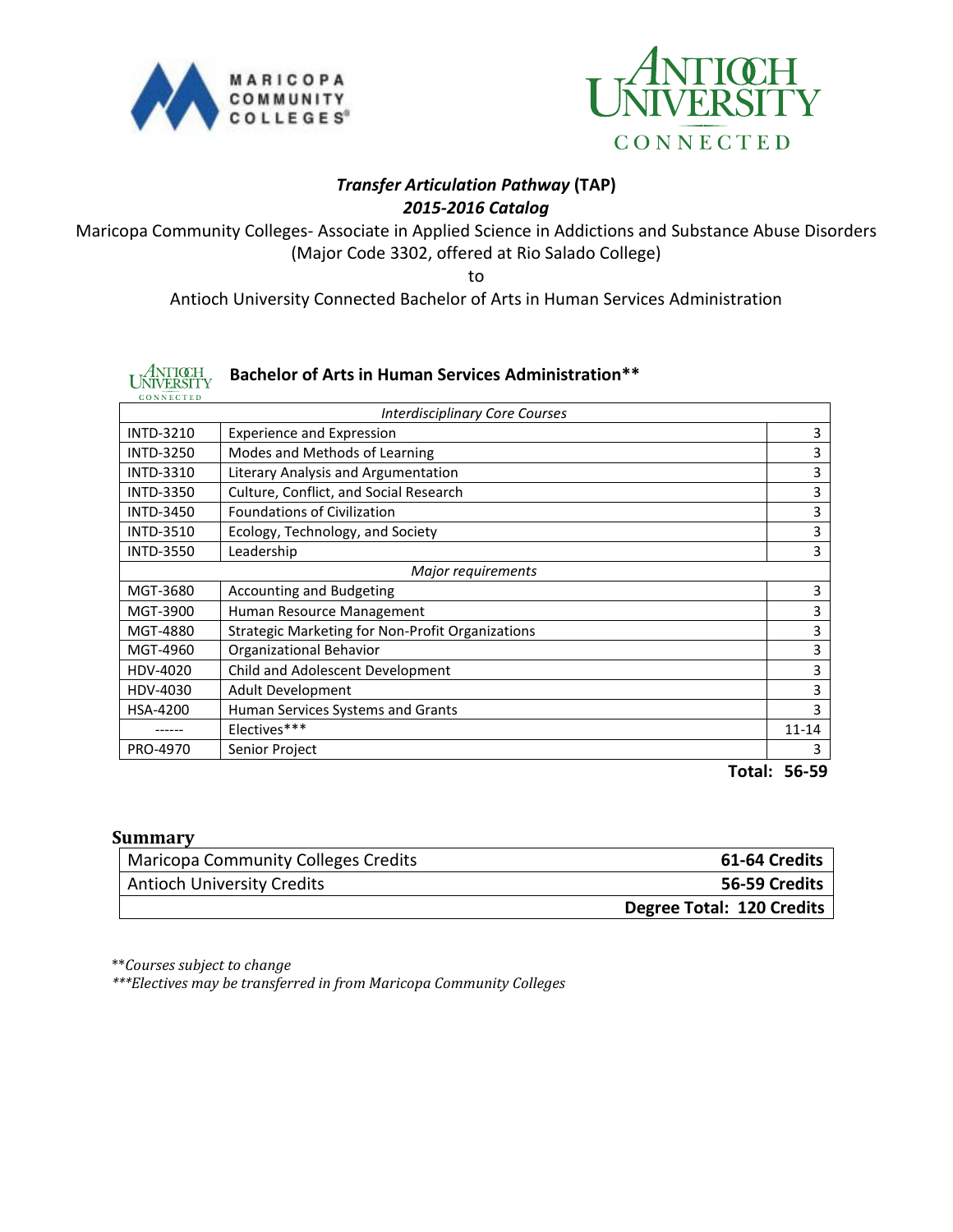*Transfer Articulation Pathway* **(TAP)**

***2015-2016 Catalog***

Maricopa Community Colleges- Associate in Applied Science in Addictions and Substance Abuse Disorders (Major Code 3302, offered at Rio Salado College)

to

Antioch University Connected Bachelor of Arts in Human Services Administration

## Bachelor of Arts in Human Services Administration**

| | | |
|---|---|---|
| *Interdisciplinary Core Courses* | | |
| INTD-3210 | Experience and Expression | 3 |
| INTD-3250 | Modes and Methods of Learning | 3 |
| INTD-3310 | Literary Analysis and Argumentation | 3 |
| INTD-3350 | Culture, Conflict, and Social Research | 3 |
| INTD-3450 | Foundations of Civilization | 3 |
| INTD-3510 | Ecology, Technology, and Society | 3 |
| INTD-3550 | Leadership | 3 |
| *Major requirements* | | |
| MGT-3680 | Accounting and Budgeting | 3 |
| MGT-3900 | Human Resource Management | 3 |
| MGT-4880 | Strategic Marketing for Non-Profit Organizations | 3 |
| MGT-4960 | Organizational Behavior | 3 |
| HDV-4020 | Child and Adolescent Development | 3 |
| HDV-4030 | Adult Development | 3 |
| HSA-4200 | Human Services Systems and Grants | 3 |
| ------ | Electives*** | 11-14 |
| PRO-4970 | Senior Project | 3 |

**Total: 56-59**

## Summary

| | |
|---|---|
| Maricopa Community Colleges Credits | **61-64 Credits** |
| Antioch University Credits | **56-59 Credits** |
| | **Degree Total: 120 Credits** |

***Courses subject to change*

****Electives may be transferred in from Maricopa Community Colleges*